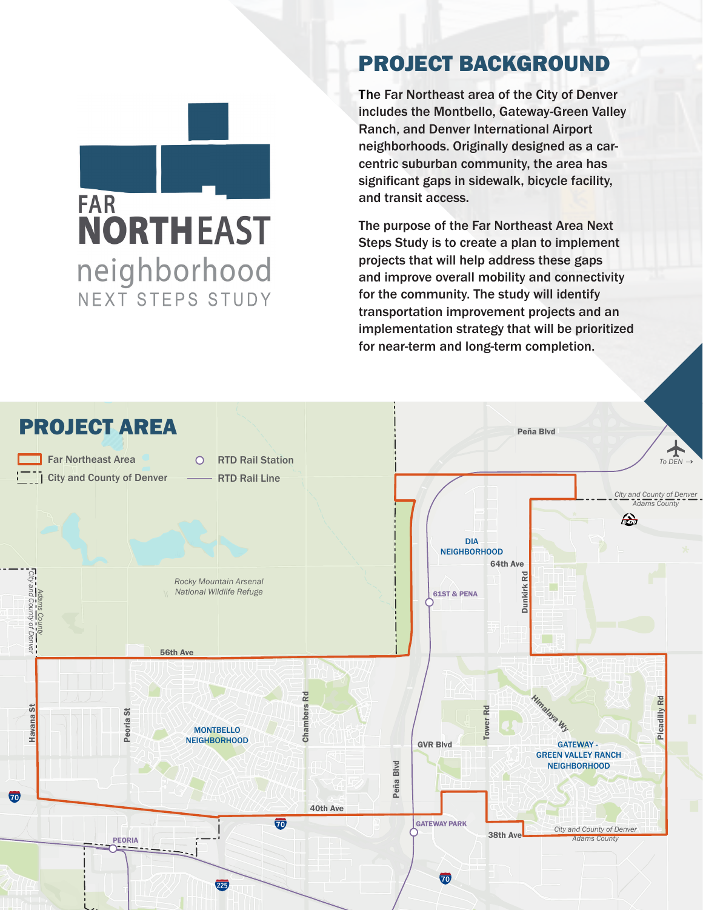# FAR NORTHEAST neighborhood NEXT STEPS STUDY

## PROJECT BACKGROUND

The Far Northeast area of the City of Denver includes the Montbello, Gateway-Green Valley Ranch, and Denver International Airport neighborhoods. Originally designed as a car-centric suburban community, the area has significant gaps in sidewalk, bicycle facility, and transit access.

The purpose of the Far Northeast Area Next Steps Study is to create a plan to implement projects that will help address these gaps and improve overall mobility and connectivity for the community. The study will identify transportation improvement projects and an implementation strategy that will be prioritized for near-term and long-term completion.

## PROJECT AREA

- Far Northeast Area
- City and County of Denver
- RTD Rail Station
- RTD Rail Line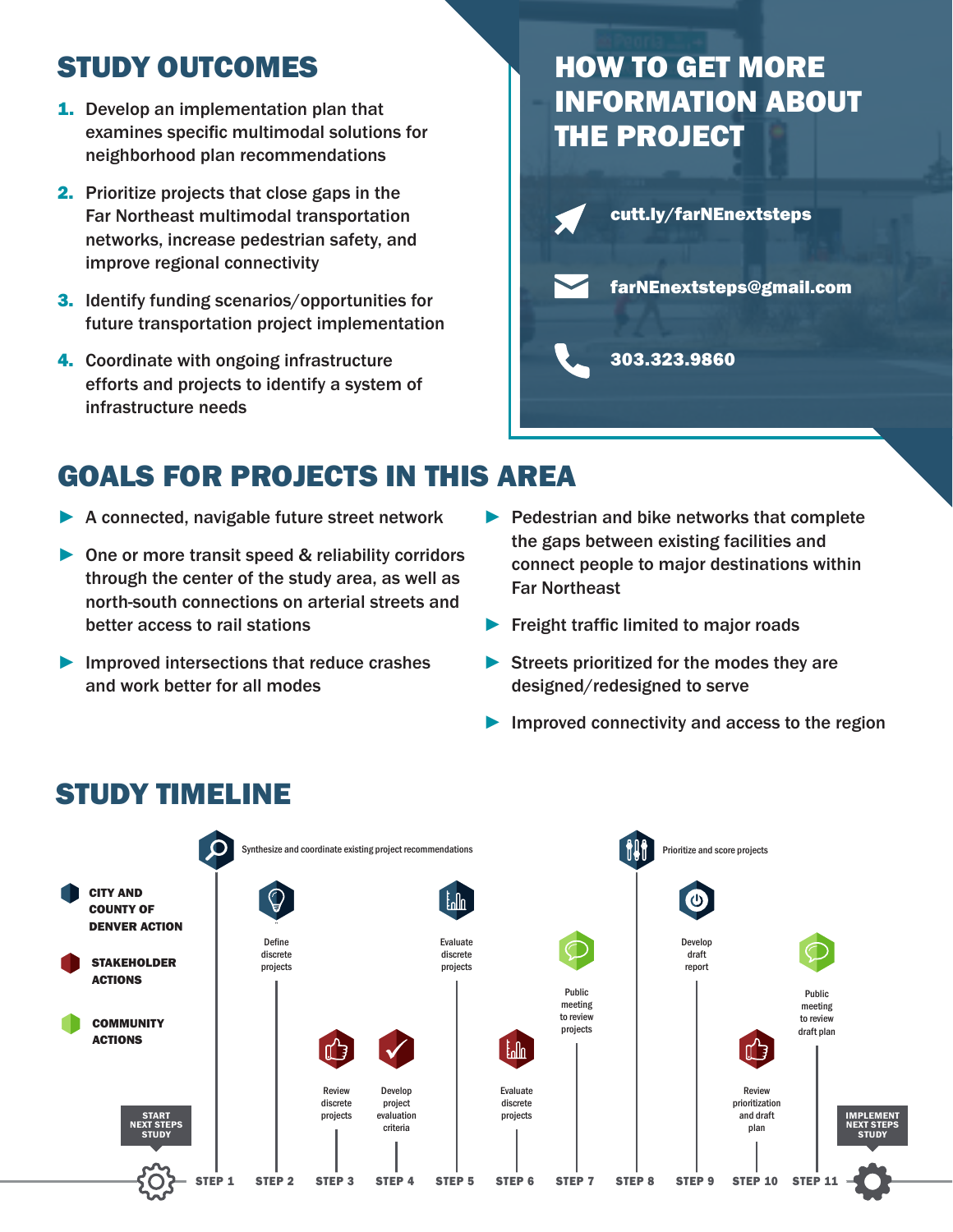## STUDY OUTCOMES

1. Develop an implementation plan that examines specific multimodal solutions for neighborhood plan recommendations
2. Prioritize projects that close gaps in the Far Northeast multimodal transportation networks, increase pedestrian safety, and improve regional connectivity
3. Identify funding scenarios/opportunities for future transportation project implementation
4. Coordinate with ongoing infrastructure efforts and projects to identify a system of infrastructure needs

## HOW TO GET MORE INFORMATION ABOUT THE PROJECT

**cutt.ly/farNEnextsteps**

**farNEnextsteps@gmail.com**

**303.323.9860**

## GOALS FOR PROJECTS IN THIS AREA

- A connected, navigable future street network
- One or more transit speed & reliability corridors through the center of the study area, as well as north-south connections on arterial streets and better access to rail stations
- Improved intersections that reduce crashes and work better for all modes
- Pedestrian and bike networks that complete the gaps between existing facilities and connect people to major destinations within Far Northeast
- Freight traffic limited to major roads
- Streets prioritized for the modes they are designed/redesigned to serve
- Improved connectivity and access to the region

## STUDY TIMELINE

CITY AND COUNTY OF DENVER ACTION

STAKEHOLDER ACTIONS

COMMUNITY ACTIONS

START NEXT STEPS STUDY

STEP 1 – Synthesize and coordinate existing project recommendations

STEP 2 – Define discrete projects

STEP 3 – Review discrete projects

STEP 4 – Develop project evaluation criteria

STEP 5 – Evaluate discrete projects

STEP 6 – Evaluate discrete projects

STEP 7 – Public meeting to review projects

STEP 8 – Prioritize and score projects

STEP 9 – Develop draft report

STEP 10 – Review prioritization and draft plan

STEP 11 – Public meeting to review draft plan

IMPLEMENT NEXT STEPS STUDY